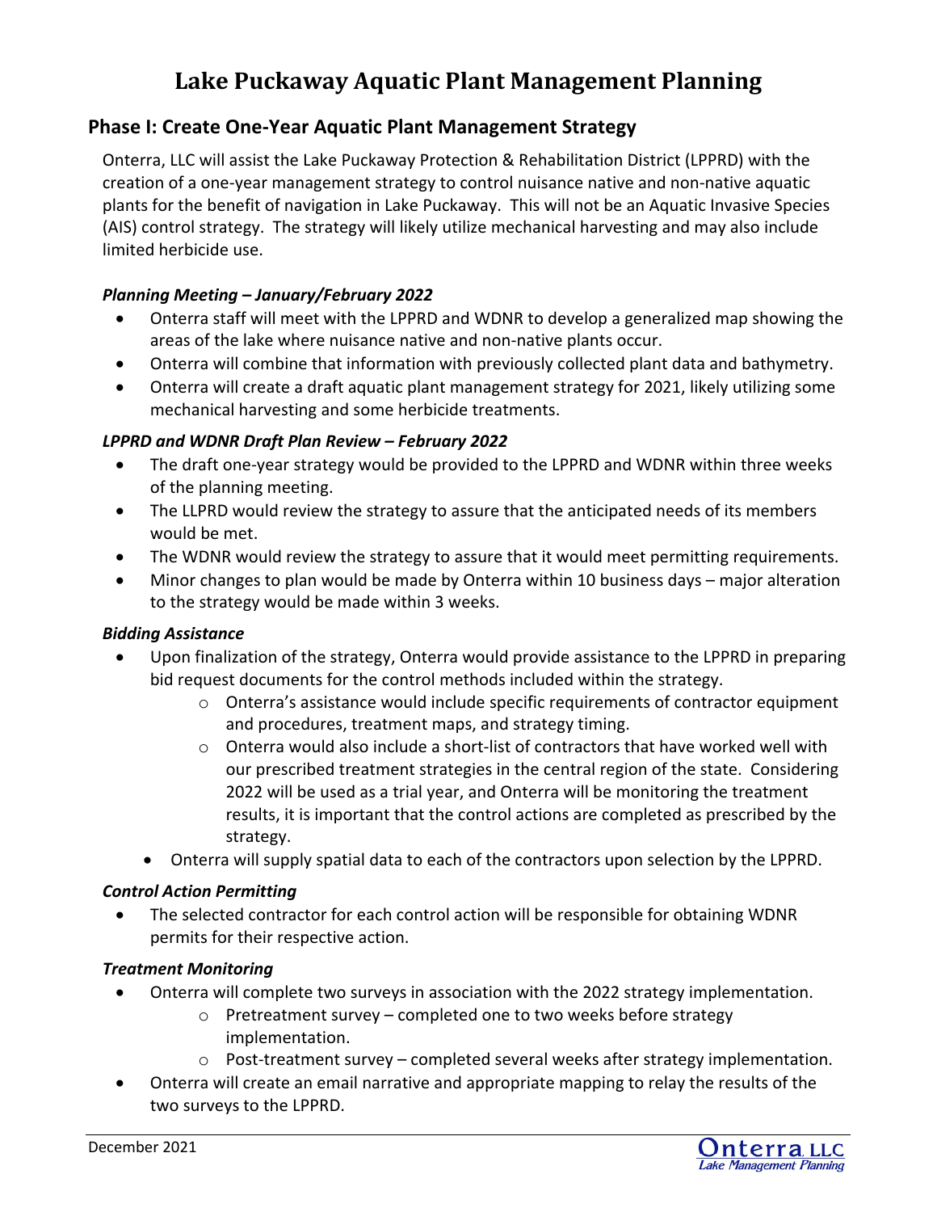# Lake Puckaway Aquatic Plant Management Planning

## Phase I: Create One-Year Aquatic Plant Management Strategy

Onterra, LLC will assist the Lake Puckaway Protection & Rehabilitation District (LPPRD) with the creation of a one-year management strategy to control nuisance native and non-native aquatic plants for the benefit of navigation in Lake Puckaway. This will not be an Aquatic Invasive Species (AIS) control strategy. The strategy will likely utilize mechanical harvesting and may also include limited herbicide use.

### *Planning Meeting – January/February 2022*

- Onterra staff will meet with the LPPRD and WDNR to develop a generalized map showing the areas of the lake where nuisance native and non-native plants occur.
- Onterra will combine that information with previously collected plant data and bathymetry.
- Onterra will create a draft aquatic plant management strategy for 2021, likely utilizing some mechanical harvesting and some herbicide treatments.

### *LPPRD and WDNR Draft Plan Review – February 2022*

- The draft one-year strategy would be provided to the LPPRD and WDNR within three weeks of the planning meeting.
- The LLPRD would review the strategy to assure that the anticipated needs of its members would be met.
- The WDNR would review the strategy to assure that it would meet permitting requirements.
- Minor changes to plan would be made by Onterra within 10 business days – major alteration to the strategy would be made within 3 weeks.

### *Bidding Assistance*

- Upon finalization of the strategy, Onterra would provide assistance to the LPPRD in preparing bid request documents for the control methods included within the strategy.
  - Onterra's assistance would include specific requirements of contractor equipment and procedures, treatment maps, and strategy timing.
  - Onterra would also include a short-list of contractors that have worked well with our prescribed treatment strategies in the central region of the state. Considering 2022 will be used as a trial year, and Onterra will be monitoring the treatment results, it is important that the control actions are completed as prescribed by the strategy.
- Onterra will supply spatial data to each of the contractors upon selection by the LPPRD.

### *Control Action Permitting*

- The selected contractor for each control action will be responsible for obtaining WDNR permits for their respective action.

### *Treatment Monitoring*

- Onterra will complete two surveys in association with the 2022 strategy implementation.
  - Pretreatment survey – completed one to two weeks before strategy implementation.
  - Post-treatment survey – completed several weeks after strategy implementation.
- Onterra will create an email narrative and appropriate mapping to relay the results of the two surveys to the LPPRD.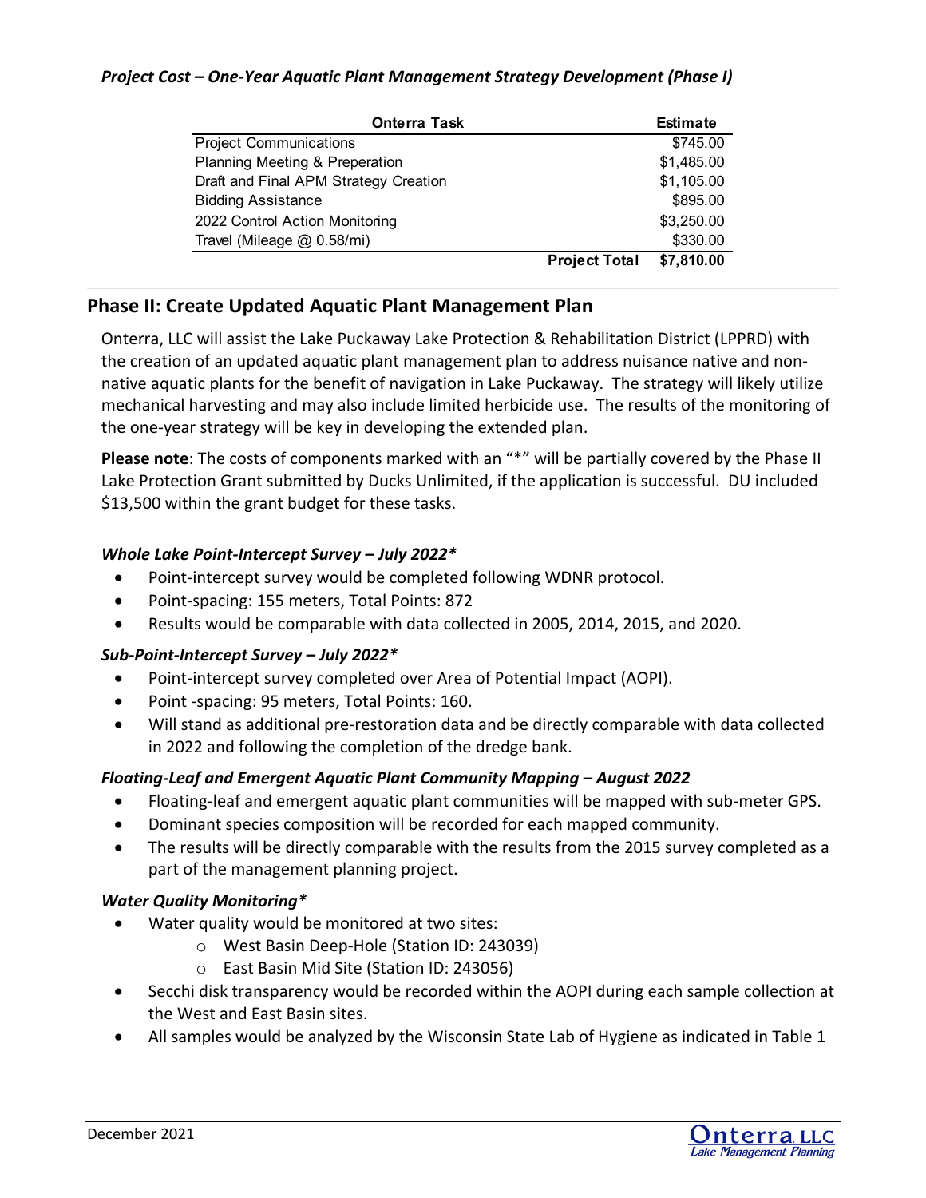*Project Cost – One-Year Aquatic Plant Management Strategy Development (Phase I)*

| Onterra Task | Estimate |
|---|---|
| Project Communications | $745.00 |
| Planning Meeting & Preperation | $1,485.00 |
| Draft and Final APM Strategy Creation | $1,105.00 |
| Bidding Assistance | $895.00 |
| 2022 Control Action Monitoring | $3,250.00 |
| Travel (Mileage @ 0.58/mi) | $330.00 |
| **Project Total** | **$7,810.00** |

## Phase II: Create Updated Aquatic Plant Management Plan

Onterra, LLC will assist the Lake Puckaway Lake Protection & Rehabilitation District (LPPRD) with the creation of an updated aquatic plant management plan to address nuisance native and non-native aquatic plants for the benefit of navigation in Lake Puckaway. The strategy will likely utilize mechanical harvesting and may also include limited herbicide use. The results of the monitoring of the one-year strategy will be key in developing the extended plan.

**Please note**: The costs of components marked with an "*" will be partially covered by the Phase II Lake Protection Grant submitted by Ducks Unlimited, if the application is successful. DU included $13,500 within the grant budget for these tasks.

### *Whole Lake Point-Intercept Survey – July 2022**

- Point-intercept survey would be completed following WDNR protocol.
- Point-spacing: 155 meters, Total Points: 872
- Results would be comparable with data collected in 2005, 2014, 2015, and 2020.

### *Sub-Point-Intercept Survey – July 2022**

- Point-intercept survey completed over Area of Potential Impact (AOPI).
- Point -spacing: 95 meters, Total Points: 160.
- Will stand as additional pre-restoration data and be directly comparable with data collected in 2022 and following the completion of the dredge bank.

### *Floating-Leaf and Emergent Aquatic Plant Community Mapping – August 2022*

- Floating-leaf and emergent aquatic plant communities will be mapped with sub-meter GPS.
- Dominant species composition will be recorded for each mapped community.
- The results will be directly comparable with the results from the 2015 survey completed as a part of the management planning project.

### *Water Quality Monitoring**

- Water quality would be monitored at two sites:
  - West Basin Deep-Hole (Station ID: 243039)
  - East Basin Mid Site (Station ID: 243056)
- Secchi disk transparency would be recorded within the AOPI during each sample collection at the West and East Basin sites.
- All samples would be analyzed by the Wisconsin State Lab of Hygiene as indicated in Table 1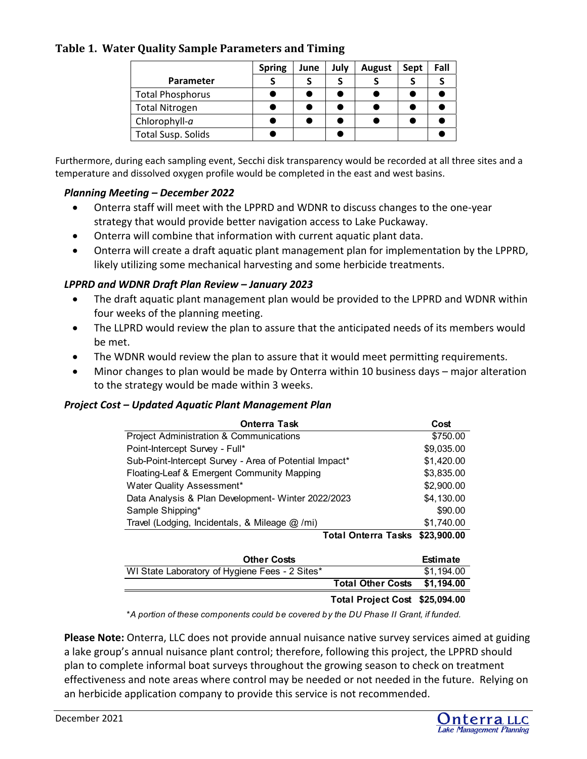**Table 1. Water Quality Sample Parameters and Timing**

| Parameter | Spring | June | July | August | Sept | Fall |
|---|---|---|---|---|---|---|
| | S | S | S | S | S | S |
| Total Phosphorus | ● | ● | ● | ● | ● | ● |
| Total Nitrogen | ● | ● | ● | ● | ● | ● |
| Chlorophyll-*a* | ● | ● | ● | ● | ● | ● |
| Total Susp. Solids | ● | | ● | | | ● |

Furthermore, during each sampling event, Secchi disk transparency would be recorded at all three sites and a temperature and dissolved oxygen profile would be completed in the east and west basins.

***Planning Meeting – December 2022***

- Onterra staff will meet with the LPPRD and WDNR to discuss changes to the one-year strategy that would provide better navigation access to Lake Puckaway.
- Onterra will combine that information with current aquatic plant data.
- Onterra will create a draft aquatic plant management plan for implementation by the LPPRD, likely utilizing some mechanical harvesting and some herbicide treatments.

***LPPRD and WDNR Draft Plan Review – January 2023***

- The draft aquatic plant management plan would be provided to the LPPRD and WDNR within four weeks of the planning meeting.
- The LLPRD would review the plan to assure that the anticipated needs of its members would be met.
- The WDNR would review the plan to assure that it would meet permitting requirements.
- Minor changes to plan would be made by Onterra within 10 business days – major alteration to the strategy would be made within 3 weeks.

***Project Cost – Updated Aquatic Plant Management Plan***

| Onterra Task | Cost |
|---|---|
| Project Administration & Communications | $750.00 |
| Point-Intercept Survey - Full* | $9,035.00 |
| Sub-Point-Intercept Survey - Area of Potential Impact* | $1,420.00 |
| Floating-Leaf & Emergent Community Mapping | $3,835.00 |
| Water Quality Assessment* | $2,900.00 |
| Data Analysis & Plan Development- Winter 2022/2023 | $4,130.00 |
| Sample Shipping* | $90.00 |
| Travel (Lodging, Incidentals, & Mileage @ /mi) | $1,740.00 |
| **Total Onterra Tasks** | **$23,900.00** |

| Other Costs | Estimate |
|---|---|
| WI State Laboratory of Hygiene Fees - 2 Sites* | $1,194.00 |
| **Total Other Costs** | **$1,194.00** |
| **Total Project Cost** | **$25,094.00** |

**A portion of these components could be covered by the DU Phase II Grant, if funded.*

**Please Note:** Onterra, LLC does not provide annual nuisance native survey services aimed at guiding a lake group's annual nuisance plant control; therefore, following this project, the LPPRD should plan to complete informal boat surveys throughout the growing season to check on treatment effectiveness and note areas where control may be needed or not needed in the future. Relying on an herbicide application company to provide this service is not recommended.